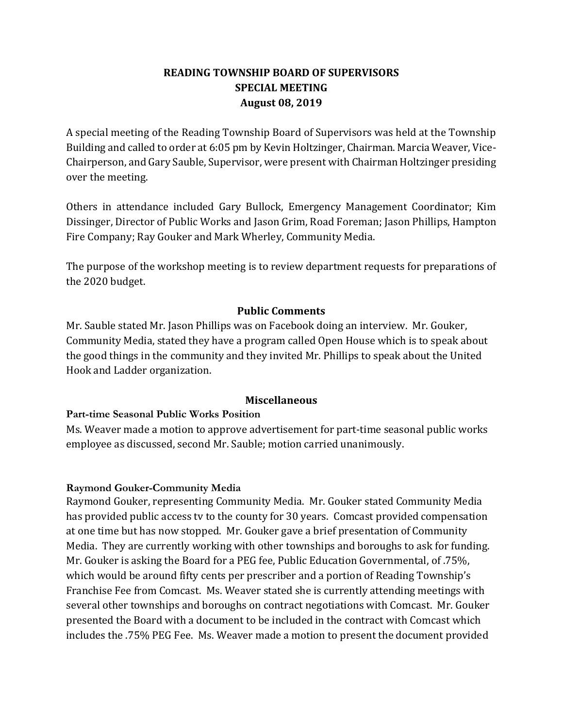# READING TOWNSHIP BOARD OF SUPERVISORS
## SPECIAL MEETING
### August 08, 2019

A special meeting of the Reading Township Board of Supervisors was held at the Township Building and called to order at 6:05 pm by Kevin Holtzinger, Chairman. Marcia Weaver, Vice-Chairperson, and Gary Sauble, Supervisor, were present with Chairman Holtzinger presiding over the meeting.

Others in attendance included Gary Bullock, Emergency Management Coordinator; Kim Dissinger, Director of Public Works and Jason Grim, Road Foreman; Jason Phillips, Hampton Fire Company; Ray Gouker and Mark Wherley, Community Media.

The purpose of the workshop meeting is to review department requests for preparations of the 2020 budget.

### Public Comments

Mr. Sauble stated Mr. Jason Phillips was on Facebook doing an interview. Mr. Gouker, Community Media, stated they have a program called Open House which is to speak about the good things in the community and they invited Mr. Phillips to speak about the United Hook and Ladder organization.

### Miscellaneous

**Part-time Seasonal Public Works Position**

Ms. Weaver made a motion to approve advertisement for part-time seasonal public works employee as discussed, second Mr. Sauble; motion carried unanimously.

**Raymond Gouker-Community Media**

Raymond Gouker, representing Community Media. Mr. Gouker stated Community Media has provided public access tv to the county for 30 years. Comcast provided compensation at one time but has now stopped. Mr. Gouker gave a brief presentation of Community Media. They are currently working with other townships and boroughs to ask for funding. Mr. Gouker is asking the Board for a PEG fee, Public Education Governmental, of .75%, which would be around fifty cents per prescriber and a portion of Reading Township's Franchise Fee from Comcast. Ms. Weaver stated she is currently attending meetings with several other townships and boroughs on contract negotiations with Comcast. Mr. Gouker presented the Board with a document to be included in the contract with Comcast which includes the .75% PEG Fee. Ms. Weaver made a motion to present the document provided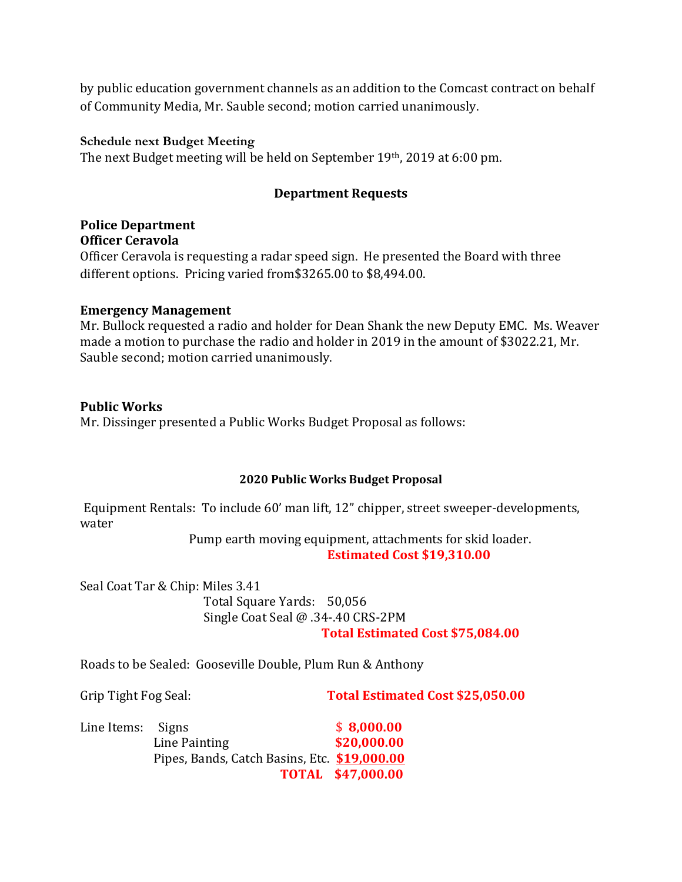by public education government channels as an addition to the Comcast contract on behalf of Community Media, Mr. Sauble second; motion carried unanimously.

**Schedule next Budget Meeting**

The next Budget meeting will be held on September 19th, 2019 at 6:00 pm.

## Department Requests

**Police Department**
**Officer Ceravola**

Officer Ceravola is requesting a radar speed sign. He presented the Board with three different options. Pricing varied from$3265.00 to $8,494.00.

**Emergency Management**

Mr. Bullock requested a radio and holder for Dean Shank the new Deputy EMC. Ms. Weaver made a motion to purchase the radio and holder in 2019 in the amount of $3022.21, Mr. Sauble second; motion carried unanimously.

**Public Works**

Mr. Dissinger presented a Public Works Budget Proposal as follows:

### 2020 Public Works Budget Proposal

Equipment Rentals: To include 60' man lift, 12" chipper, street sweeper-developments, water Pump earth moving equipment, attachments for skid loader.

**Estimated Cost $19,310.00**

Seal Coat Tar & Chip: Miles 3.41
Total Square Yards: 50,056
Single Coat Seal @ .34-.40 CRS-2PM

**Total Estimated Cost $75,084.00**

Roads to be Sealed: Gooseville Double, Plum Run & Anthony

Grip Tight Fog Seal: **Total Estimated Cost $25,050.00**

| Line Items: | | |
|---|---|---|
| | Signs | **$ 8,000.00** |
| | Line Painting | **$20,000.00** |
| | Pipes, Bands, Catch Basins, Etc. | **$19,000.00** |
| | **TOTAL** | **$47,000.00** |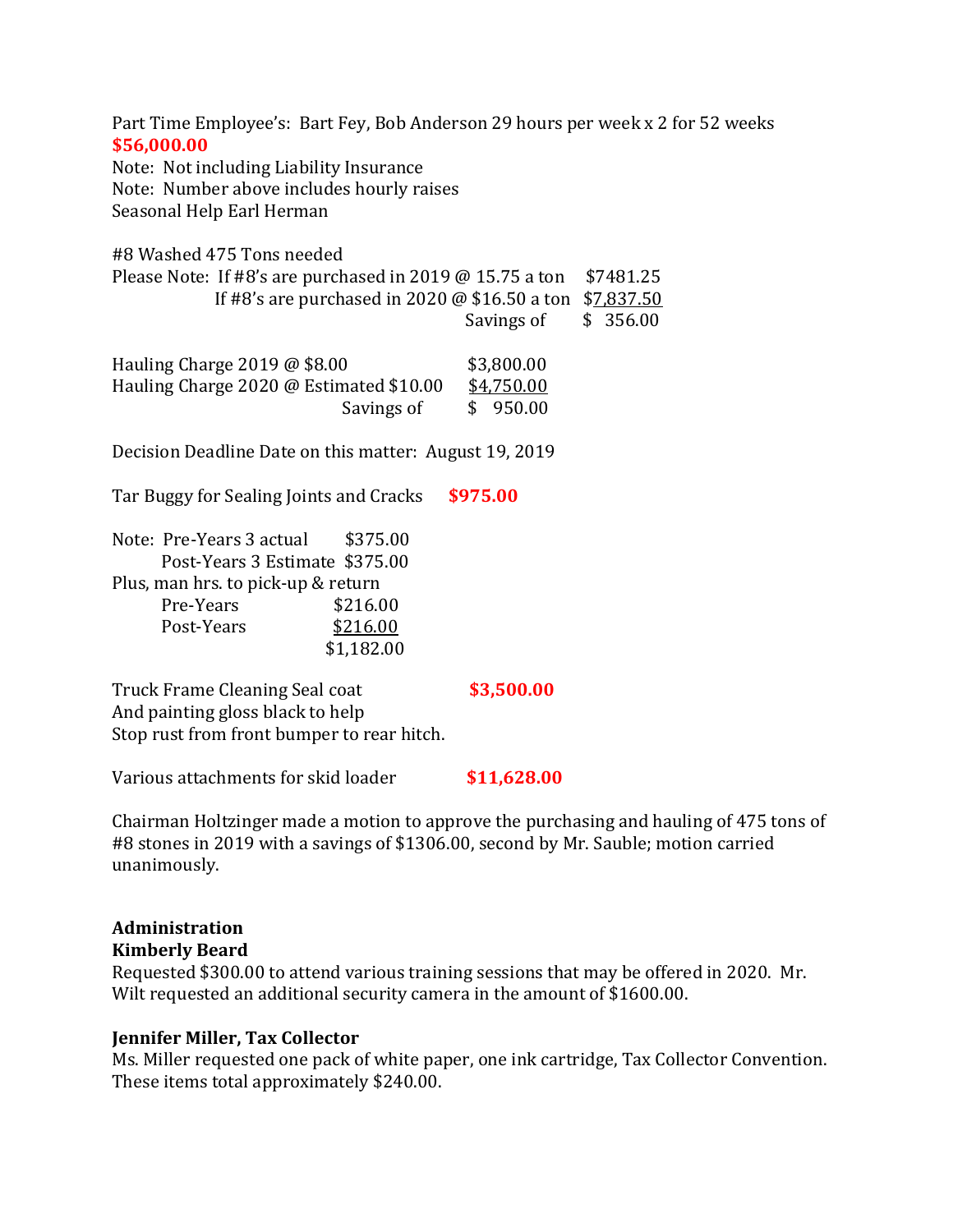Part Time Employee's: Bart Fey, Bob Anderson 29 hours per week x 2 for 52 weeks
**$56,000.00**
Note: Not including Liability Insurance
Note: Number above includes hourly raises
Seasonal Help Earl Herman

#8 Washed 475 Tons needed

| | | |
|---|---|---|
| Please Note: | If #8's are purchased in 2019 @ 15.75 a ton | $7481.25 |
| | If #8's are purchased in 2020 @ $16.50 a ton | $7,837.50 |
| | Savings of | $ 356.00 |

| | |
|---|---|
| Hauling Charge 2019 @ $8.00 | $3,800.00 |
| Hauling Charge 2020 @ Estimated $10.00 | $4,750.00 |
| Savings of | $ 950.00 |

Decision Deadline Date on this matter: August 19, 2019

Tar Buggy for Sealing Joints and Cracks **$975.00**

| | |
|---|---|
| Note: Pre-Years 3 actual | $375.00 |
| Post-Years 3 Estimate | $375.00 |
| Plus, man hrs. to pick-up & return | |
| Pre-Years | $216.00 |
| Post-Years | $216.00 |
| | $1,182.00 |

Truck Frame Cleaning Seal coat **$3,500.00**
And painting gloss black to help
Stop rust from front bumper to rear hitch.

Various attachments for skid loader **$11,628.00**

Chairman Holtzinger made a motion to approve the purchasing and hauling of 475 tons of #8 stones in 2019 with a savings of $1306.00, second by Mr. Sauble; motion carried unanimously.

**Administration**
**Kimberly Beard**
Requested $300.00 to attend various training sessions that may be offered in 2020. Mr. Wilt requested an additional security camera in the amount of $1600.00.

**Jennifer Miller, Tax Collector**
Ms. Miller requested one pack of white paper, one ink cartridge, Tax Collector Convention. These items total approximately $240.00.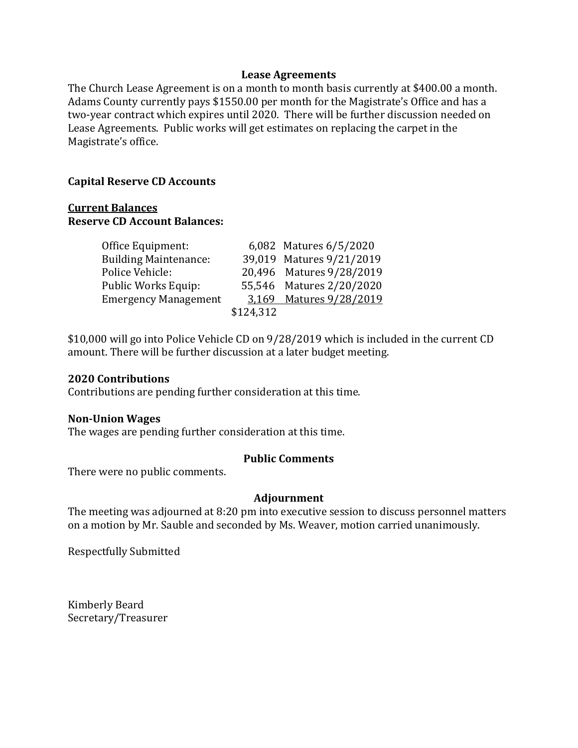## Lease Agreements

The Church Lease Agreement is on a month to month basis currently at $400.00 a month. Adams County currently pays $1550.00 per month for the Magistrate's Office and has a two-year contract which expires until 2020. There will be further discussion needed on Lease Agreements. Public works will get estimates on replacing the carpet in the Magistrate's office.

**Capital Reserve CD Accounts**

**Current Balances**

**Reserve CD Account Balances:**

| | | |
|---|---|---|
| Office Equipment: | 6,082 | Matures 6/5/2020 |
| Building Maintenance: | 39,019 | Matures 9/21/2019 |
| Police Vehicle: | 20,496 | Matures 9/28/2019 |
| Public Works Equip: | 55,546 | Matures 2/20/2020 |
| Emergency Management | 3,169 | Matures 9/28/2019 |
| | $124,312 | |

$10,000 will go into Police Vehicle CD on 9/28/2019 which is included in the current CD amount. There will be further discussion at a later budget meeting.

**2020 Contributions**

Contributions are pending further consideration at this time.

**Non-Union Wages**

The wages are pending further consideration at this time.

## Public Comments

There were no public comments.

## Adjournment

The meeting was adjourned at 8:20 pm into executive session to discuss personnel matters on a motion by Mr. Sauble and seconded by Ms. Weaver, motion carried unanimously.

Respectfully Submitted

Kimberly Beard
Secretary/Treasurer